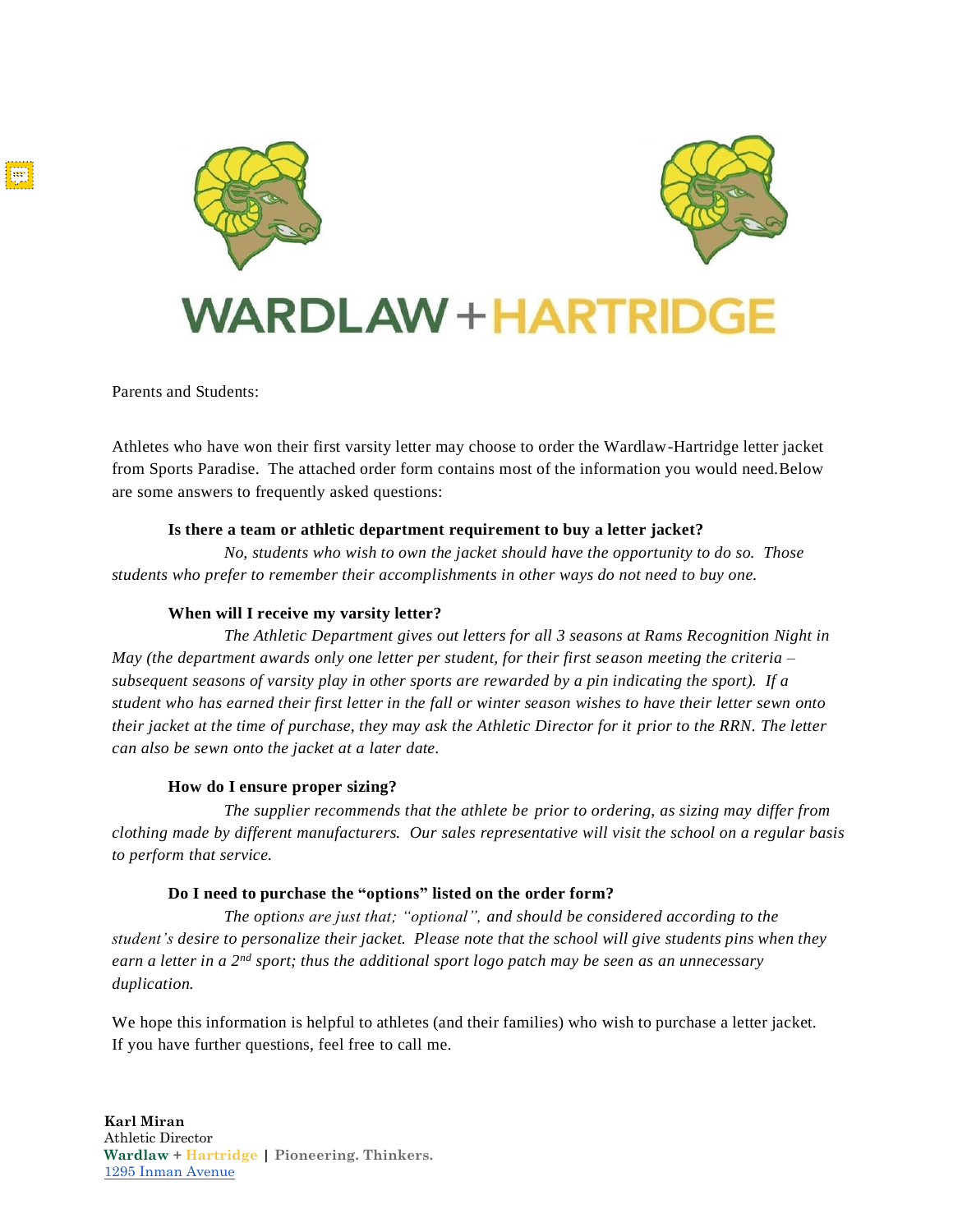# WARDLAW + HARTRIDGE

Parents and Students:

Athletes who have won their first varsity letter may choose to order the Wardlaw-Hartridge letter jacket from Sports Paradise. The attached order form contains most of the information you would need.Below are some answers to frequently asked questions:

**Is there a team or athletic department requirement to buy a letter jacket?**

*No, students who wish to own the jacket should have the opportunity to do so. Those students who prefer to remember their accomplishments in other ways do not need to buy one.*

**When will I receive my varsity letter?**

*The Athletic Department gives out letters for all 3 seasons at Rams Recognition Night in May (the department awards only one letter per student, for their first season meeting the criteria – subsequent seasons of varsity play in other sports are rewarded by a pin indicating the sport). If a student who has earned their first letter in the fall or winter season wishes to have their letter sewn onto their jacket at the time of purchase, they may ask the Athletic Director for it prior to the RRN. The letter can also be sewn onto the jacket at a later date.*

**How do I ensure proper sizing?**

*The supplier recommends that the athlete be prior to ordering, as sizing may differ from clothing made by different manufacturers. Our sales representative will visit the school on a regular basis to perform that service.*

**Do I need to purchase the "options" listed on the order form?**

*The options are just that; "optional", and should be considered according to the student's desire to personalize their jacket. Please note that the school will give students pins when they earn a letter in a 2nd sport; thus the additional sport logo patch may be seen as an unnecessary duplication.*

We hope this information is helpful to athletes (and their families) who wish to purchase a letter jacket. If you have further questions, feel free to call me.

**Karl Miran**
Athletic Director
**Wardlaw + Hartridge | Pioneering. Thinkers.**
1295 Inman Avenue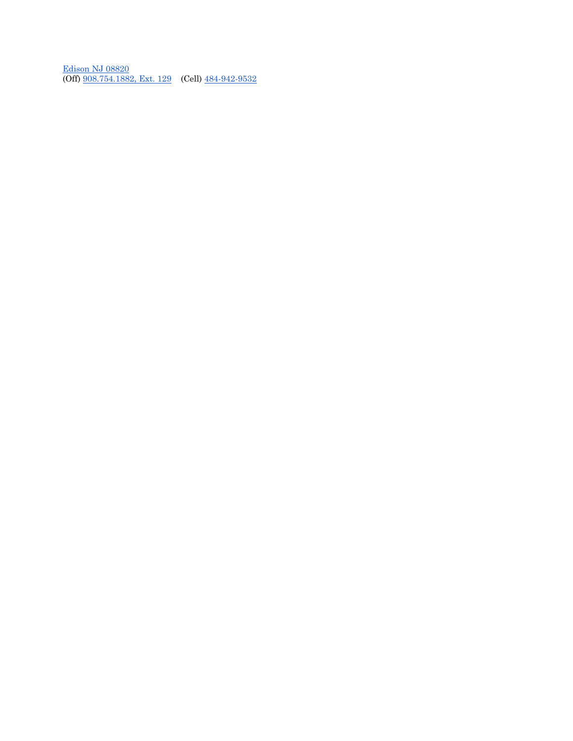Edison NJ 08820
(Off) 908.754.1882, Ext. 129    (Cell) 484-942-9532